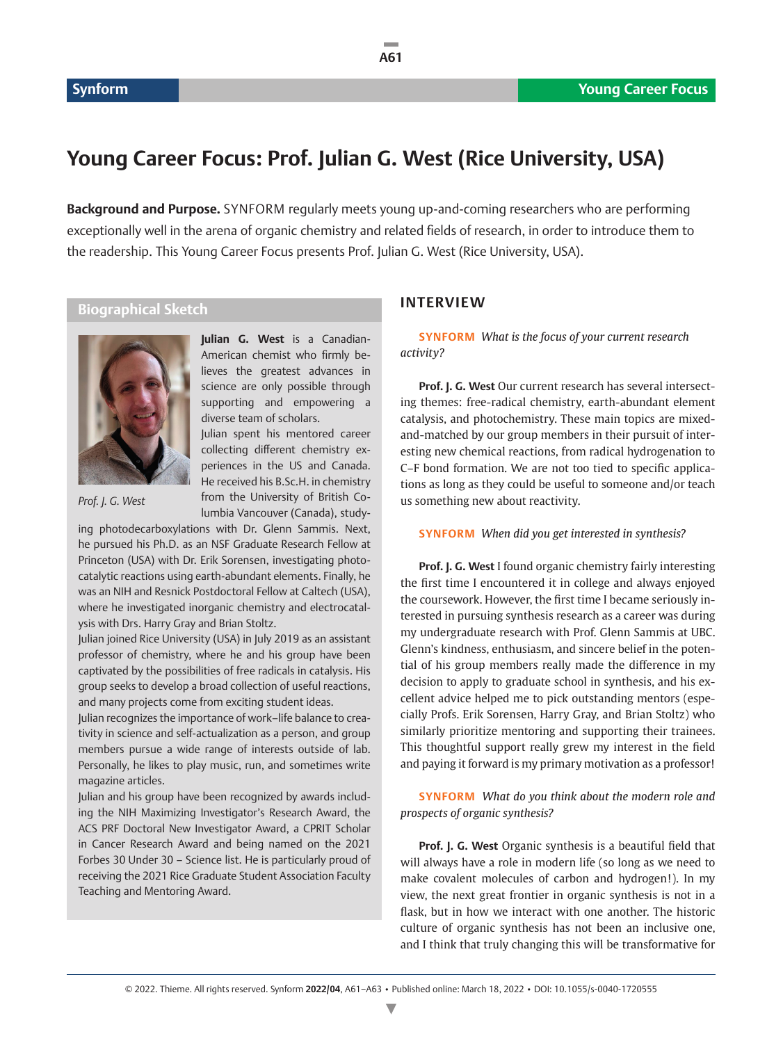# Young Career Focus: Prof. Julian G. West (Rice University, USA)

**Background and Purpose.** SYNFORM regularly meets young up-and-coming researchers who are performing exceptionally well in the arena of organic chemistry and related fields of research, in order to introduce them to the readership. This Young Career Focus presents Prof. Julian G. West (Rice University, USA).

## Biographical Sketch

*Prof. J. G. West*

**Julian G. West** is a Canadian-American chemist who firmly believes the greatest advances in science are only possible through supporting and empowering a diverse team of scholars.

Julian spent his mentored career collecting different chemistry experiences in the US and Canada. He received his B.Sc.H. in chemistry from the University of British Columbia Vancouver (Canada), studying photodecarboxylations with Dr. Glenn Sammis. Next, he pursued his Ph.D. as an NSF Graduate Research Fellow at Princeton (USA) with Dr. Erik Sorensen, investigating photocatalytic reactions using earth-abundant elements. Finally, he was an NIH and Resnick Postdoctoral Fellow at Caltech (USA), where he investigated inorganic chemistry and electrocatalysis with Drs. Harry Gray and Brian Stoltz.

Julian joined Rice University (USA) in July 2019 as an assistant professor of chemistry, where he and his group have been captivated by the possibilities of free radicals in catalysis. His group seeks to develop a broad collection of useful reactions, and many projects come from exciting student ideas.

Julian recognizes the importance of work–life balance to creativity in science and self-actualization as a person, and group members pursue a wide range of interests outside of lab. Personally, he likes to play music, run, and sometimes write magazine articles.

Julian and his group have been recognized by awards including the NIH Maximizing Investigator's Research Award, the ACS PRF Doctoral New Investigator Award, a CPRIT Scholar in Cancer Research Award and being named on the 2021 Forbes 30 Under 30 – Science list. He is particularly proud of receiving the 2021 Rice Graduate Student Association Faculty Teaching and Mentoring Award.

## INTERVIEW

**SYNFORM** *What is the focus of your current research activity?*

**Prof. J. G. West** Our current research has several intersecting themes: free-radical chemistry, earth-abundant element catalysis, and photochemistry. These main topics are mixed-and-matched by our group members in their pursuit of interesting new chemical reactions, from radical hydrogenation to C–F bond formation. We are not too tied to specific applications as long as they could be useful to someone and/or teach us something new about reactivity.

**SYNFORM** *When did you get interested in synthesis?*

**Prof. J. G. West** I found organic chemistry fairly interesting the first time I encountered it in college and always enjoyed the coursework. However, the first time I became seriously interested in pursuing synthesis research as a career was during my undergraduate research with Prof. Glenn Sammis at UBC. Glenn's kindness, enthusiasm, and sincere belief in the potential of his group members really made the difference in my decision to apply to graduate school in synthesis, and his excellent advice helped me to pick outstanding mentors (especially Profs. Erik Sorensen, Harry Gray, and Brian Stoltz) who similarly prioritize mentoring and supporting their trainees. This thoughtful support really grew my interest in the field and paying it forward is my primary motivation as a professor!

**SYNFORM** *What do you think about the modern role and prospects of organic synthesis?*

**Prof. J. G. West** Organic synthesis is a beautiful field that will always have a role in modern life (so long as we need to make covalent molecules of carbon and hydrogen!). In my view, the next great frontier in organic synthesis is not in a flask, but in how we interact with one another. The historic culture of organic synthesis has not been an inclusive one, and I think that truly changing this will be transformative for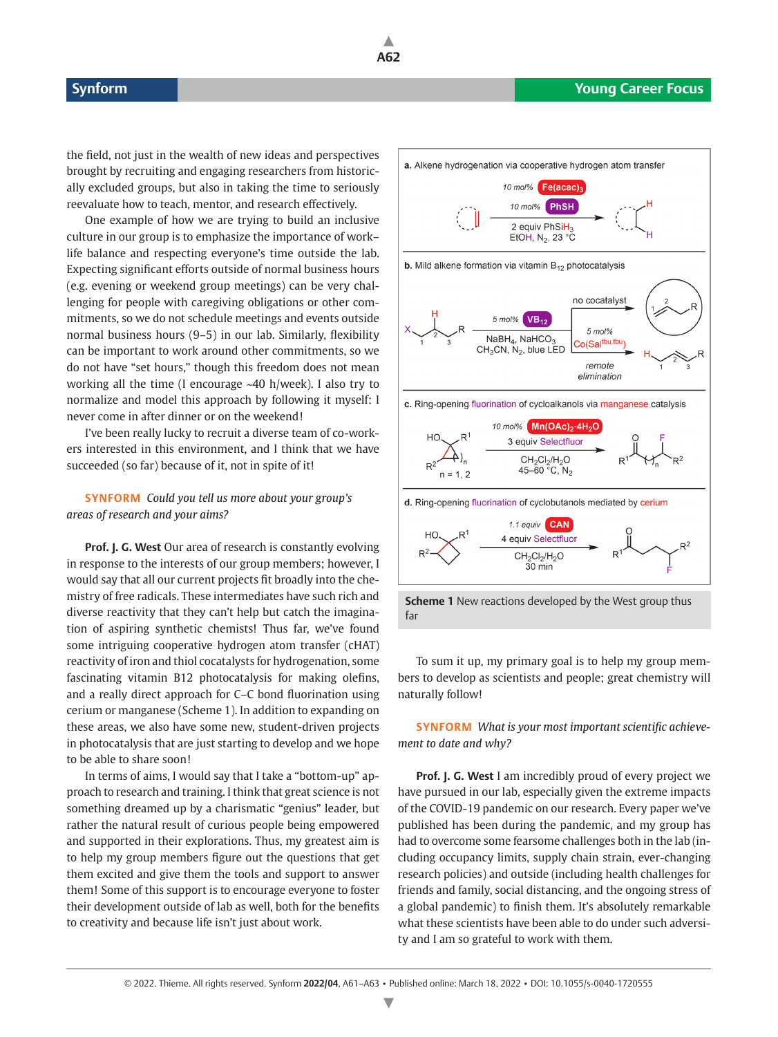the field, not just in the wealth of new ideas and perspectives brought by recruiting and engaging researchers from historically excluded groups, but also in taking the time to seriously reevaluate how to teach, mentor, and research effectively.

One example of how we are trying to build an inclusive culture in our group is to emphasize the importance of work–life balance and respecting everyone's time outside the lab. Expecting significant efforts outside of normal business hours (e.g. evening or weekend group meetings) can be very challenging for people with caregiving obligations or other commitments, so we do not schedule meetings and events outside normal business hours (9–5) in our lab. Similarly, flexibility can be important to work around other commitments, so we do not have "set hours," though this freedom does not mean working all the time (I encourage ~40 h/week). I also try to normalize and model this approach by following it myself: I never come in after dinner or on the weekend!

I've been really lucky to recruit a diverse team of co-workers interested in this environment, and I think that we have succeeded (so far) because of it, not in spite of it!

**SYNFORM** *Could you tell us more about your group's areas of research and your aims?*

**Prof. J. G. West** Our area of research is constantly evolving in response to the interests of our group members; however, I would say that all our current projects fit broadly into the chemistry of free radicals. These intermediates have such rich and diverse reactivity that they can't help but catch the imagination of aspiring synthetic chemists! Thus far, we've found some intriguing cooperative hydrogen atom transfer (cHAT) reactivity of iron and thiol cocatalysts for hydrogenation, some fascinating vitamin B12 photocatalysis for making olefins, and a really direct approach for C–C bond fluorination using cerium or manganese (Scheme 1). In addition to expanding on these areas, we also have some new, student-driven projects in photocatalysis that are just starting to develop and we hope to be able to share soon!

In terms of aims, I would say that I take a "bottom-up" approach to research and training. I think that great science is not something dreamed up by a charismatic "genius" leader, but rather the natural result of curious people being empowered and supported in their explorations. Thus, my greatest aim is to help my group members figure out the questions that get them excited and give them the tools and support to answer them! Some of this support is to encourage everyone to foster their development outside of lab as well, both for the benefits to creativity and because life isn't just about work.

a. Alkene hydrogenation via cooperative hydrogen atom transfer: 10 mol% $Fe(acac)_3$, 10 mol% PhSH, 2 equiv $PhSiH_3$, EtOH, $N_2$, 23 °C

b. Mild alkene formation via vitamin $B_{12}$ photocatalysis: 5 mol% $VB_{12}$, $NaBH_4$, $NaHCO_3$, $CH_3CN$, $N_2$, blue LED; no cocatalyst; 5 mol% Co(Sal$^{tbu,tbu}$), remote elimination

c. Ring-opening fluorination of cycloalkanols via manganese catalysis: 10 mol% $Mn(OAc)_2·4H_2O$, 3 equiv Selectfluor, $CH_2Cl_2/H_2O$, 45–60 °C, $N_2$; n = 1, 2

d. Ring-opening fluorination of cyclobutanols mediated by cerium: 1.1 equiv CAN, 4 equiv Selectfluor, $CH_2Cl_2/H_2O$, 30 min

**Scheme 1** New reactions developed by the West group thus far

To sum it up, my primary goal is to help my group members to develop as scientists and people; great chemistry will naturally follow!

**SYNFORM** *What is your most important scientific achievement to date and why?*

**Prof. J. G. West** I am incredibly proud of every project we have pursued in our lab, especially given the extreme impacts of the COVID-19 pandemic on our research. Every paper we've published has been during the pandemic, and my group has had to overcome some fearsome challenges both in the lab (including occupancy limits, supply chain strain, ever-changing research policies) and outside (including health challenges for friends and family, social distancing, and the ongoing stress of a global pandemic) to finish them. It's absolutely remarkable what these scientists have been able to do under such adversity and I am so grateful to work with them.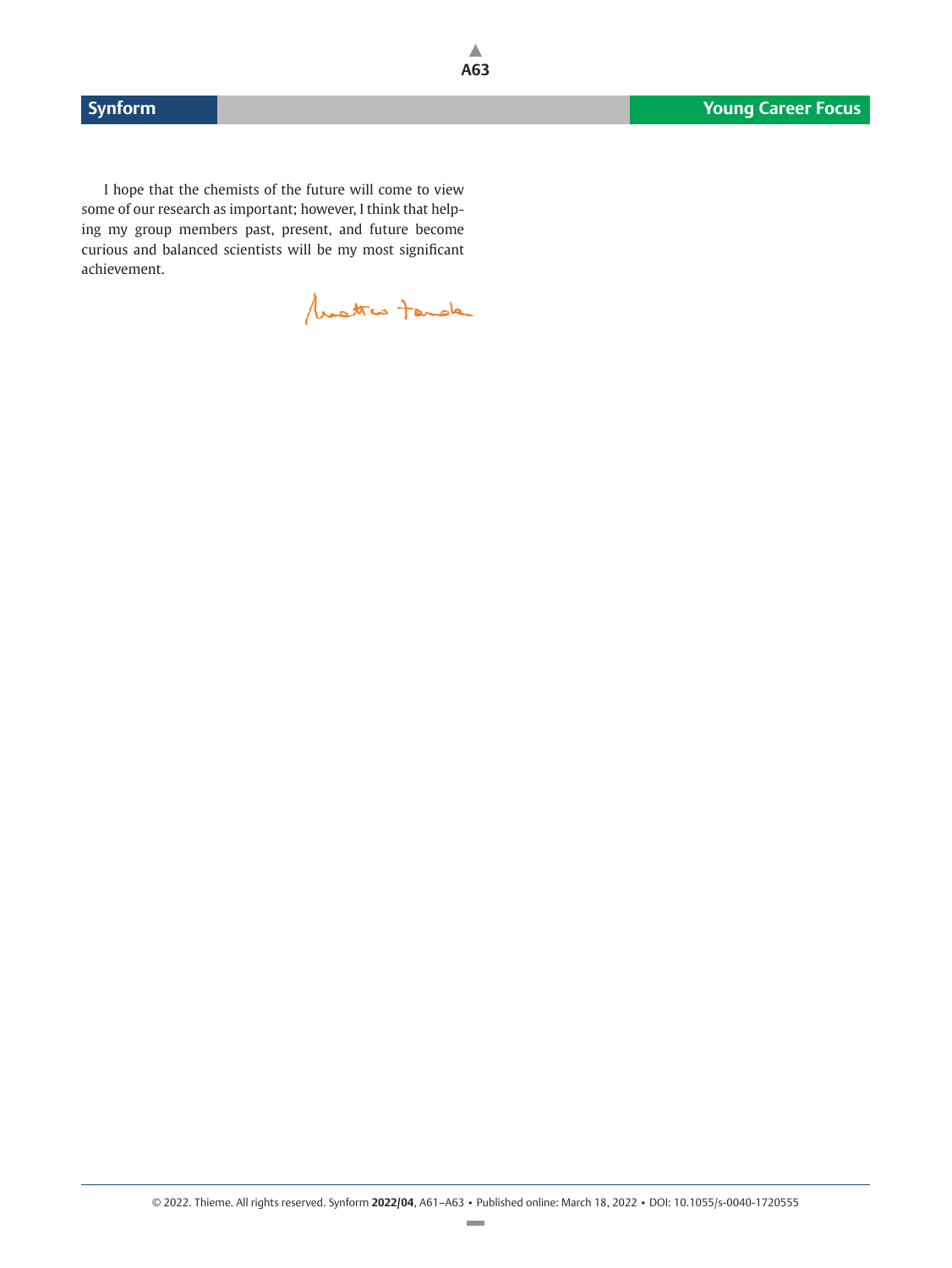I hope that the chemists of the future will come to view some of our research as important; however, I think that helping my group members past, present, and future become curious and balanced scientists will be my most significant achievement.